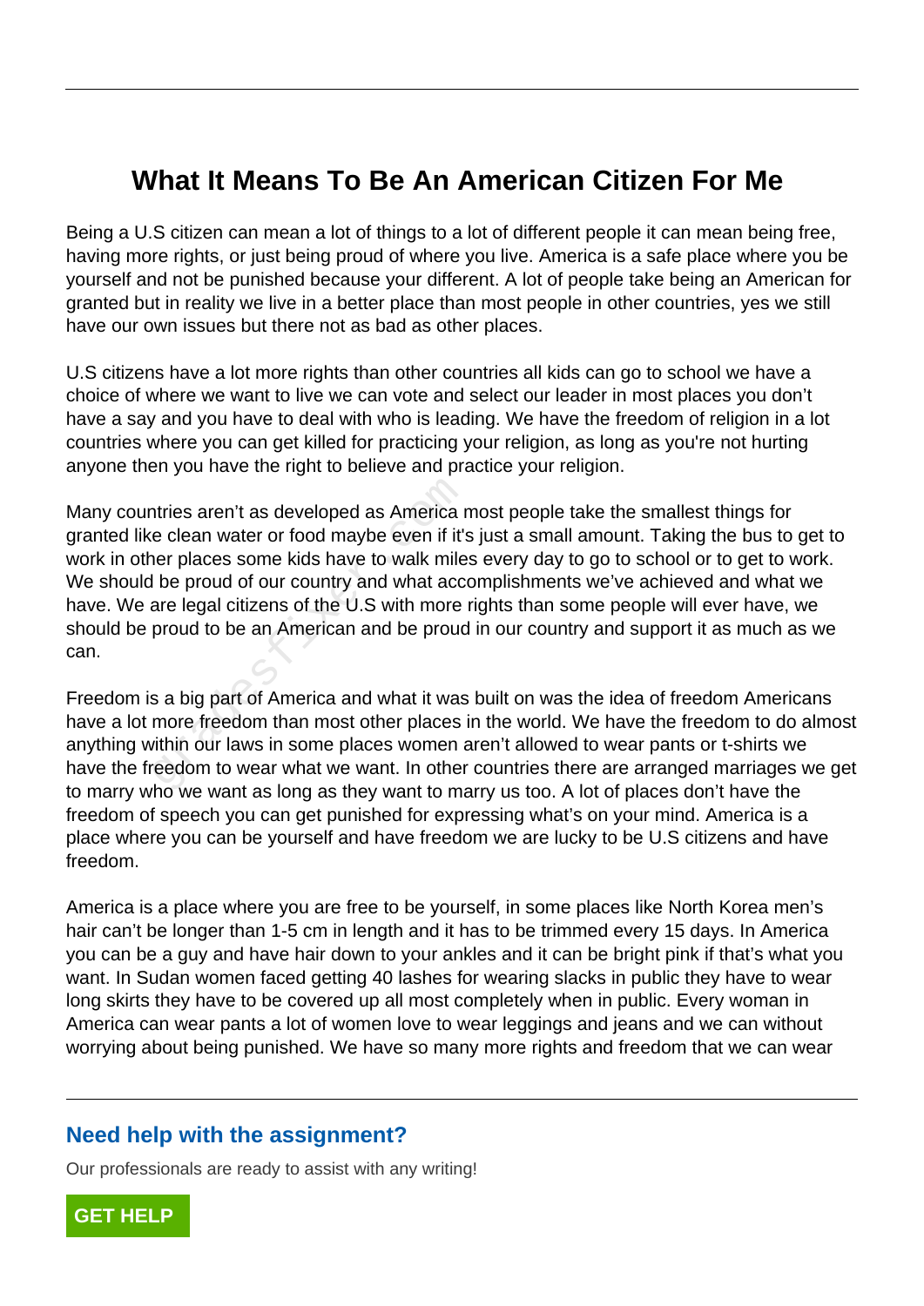# What It Means To Be An American Citizen For Me

Being a U.S citizen can mean a lot of things to a lot of different people it can mean being free, having more rights, or just being proud of where you live. America is a safe place where you be yourself and not be punished because your different. A lot of people take being an American for granted but in reality we live in a better place than most people in other countries, yes we still have our own issues but there not as bad as other places.

U.S citizens have a lot more rights than other countries all kids can go to school we have a choice of where we want to live we can vote and select our leader in most places you don't have a say and you have to deal with who is leading. We have the freedom of religion in a lot countries where you can get killed for practicing your religion, as long as you're not hurting anyone then you have the right to believe and practice your religion.

Many countries aren't as developed as America most people take the smallest things for granted like clean water or food maybe even if it's just a small amount. Taking the bus to get to work in other places some kids have to walk miles every day to go to school or to get to work. We should be proud of our country and what accomplishments we've achieved and what we have. We are legal citizens of the U.S with more rights than some people will ever have, we should be proud to be an American and be proud in our country and support it as much as we can.

Freedom is a big part of America and what it was built on was the idea of freedom Americans have a lot more freedom than most other places in the world. We have the freedom to do almost anything within our laws in some places women aren't allowed to wear pants or t-shirts we have the freedom to wear what we want. In other countries there are arranged marriages we get to marry who we want as long as they want to marry us too. A lot of places don't have the freedom of speech you can get punished for expressing what's on your mind. America is a place where you can be yourself and have freedom we are lucky to be U.S citizens and have freedom.

America is a place where you are free to be yourself, in some places like North Korea men's hair can't be longer than 1-5 cm in length and it has to be trimmed every 15 days. In America you can be a guy and have hair down to your ankles and it can be bright pink if that's what you want. In Sudan women faced getting 40 lashes for wearing slacks in public they have to wear long skirts they have to be covered up all most completely when in public. Every woman in America can wear pants a lot of women love to wear leggings and jeans and we can without worrying about being punished. We have so many more rights and freedom that we can wear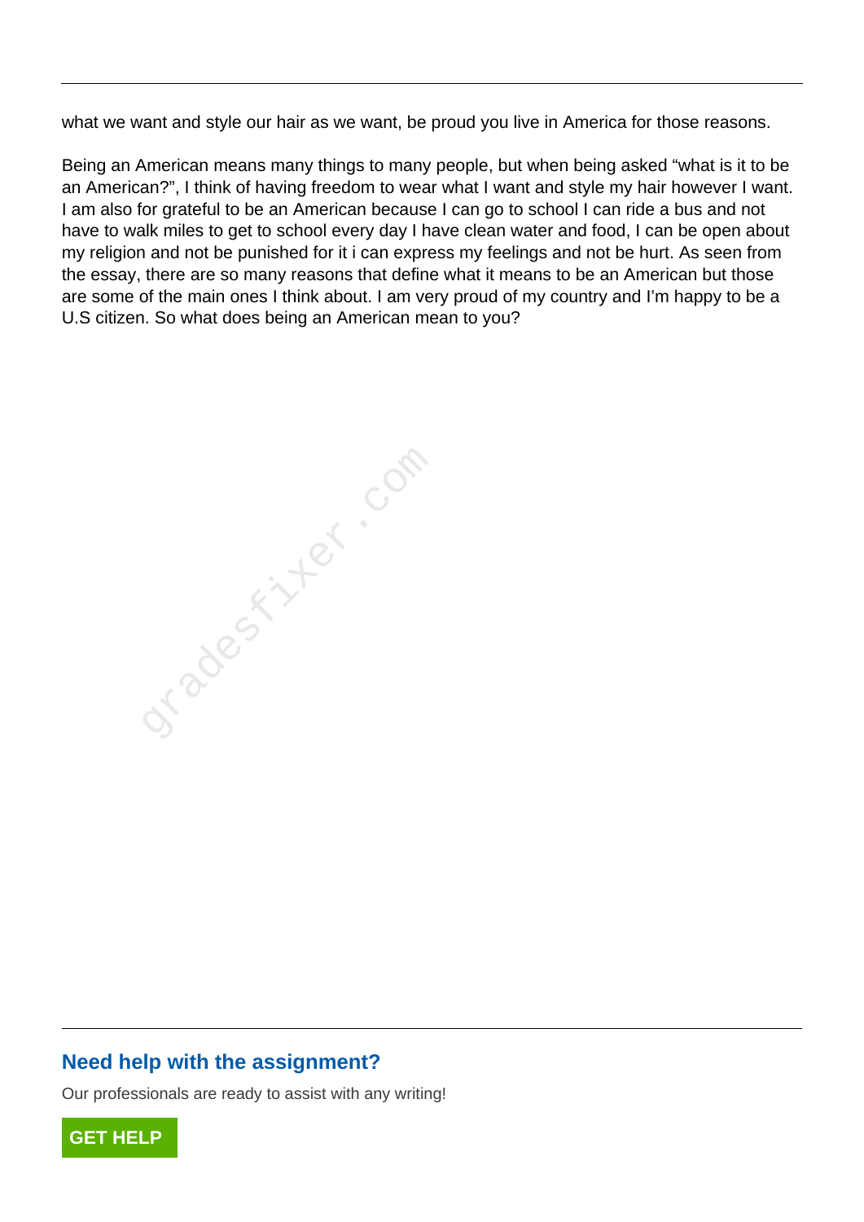what we want and style our hair as we want, be proud you live in America for those reasons.

Being an American means many things to many people, but when being asked “what is it to be an American?”, I think of having freedom to wear what I want and style my hair however I want. I am also for grateful to be an American because I can go to school I can ride a bus and not have to walk miles to get to school every day I have clean water and food, I can be open about my religion and not be punished for it i can express my feelings and not be hurt. As seen from the essay, there are so many reasons that define what it means to be an American but those are some of the main ones I think about. I am very proud of my country and I’m happy to be a U.S citizen. So what does being an American mean to you?